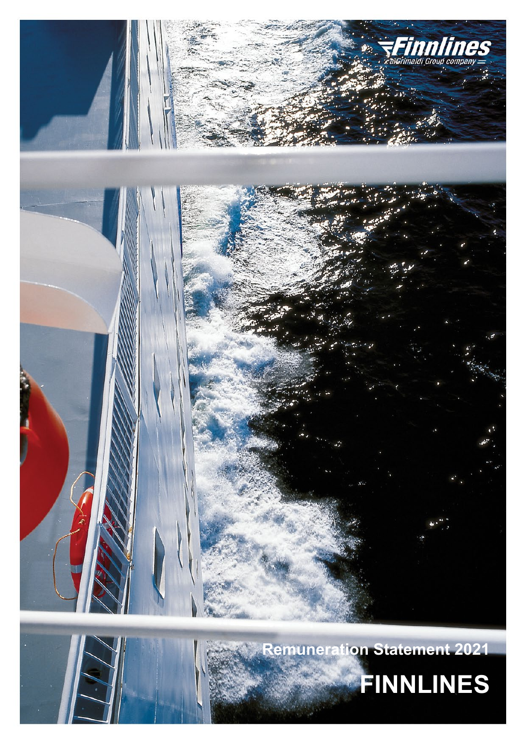Finnlines
a Grimaldi Group company

Remuneration Statement 2021

# FINNLINES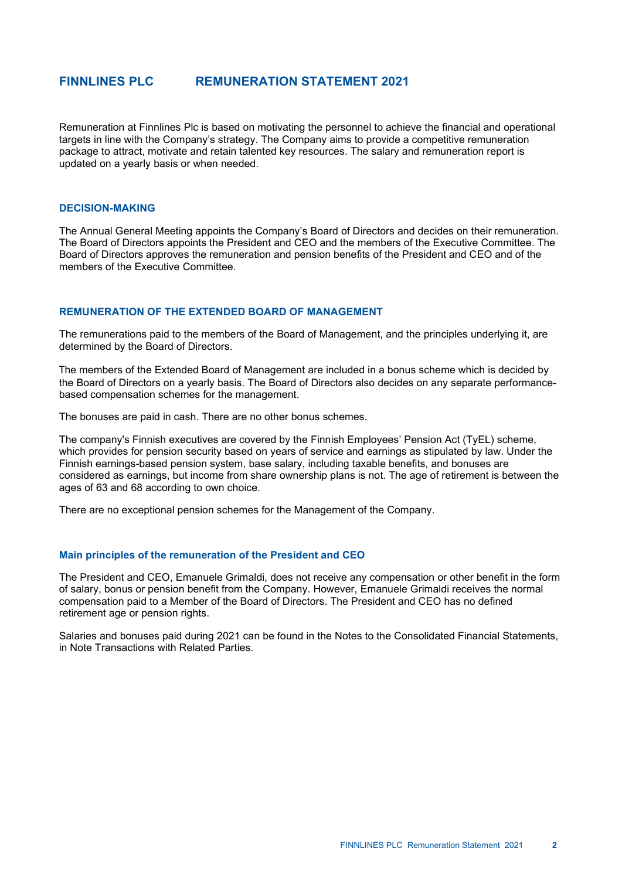# FINNLINES PLC REMUNERATION STATEMENT 2021

Remuneration at Finnlines Plc is based on motivating the personnel to achieve the financial and operational targets in line with the Company's strategy. The Company aims to provide a competitive remuneration package to attract, motivate and retain talented key resources. The salary and remuneration report is updated on a yearly basis or when needed.

## DECISION-MAKING

The Annual General Meeting appoints the Company's Board of Directors and decides on their remuneration. The Board of Directors appoints the President and CEO and the members of the Executive Committee. The Board of Directors approves the remuneration and pension benefits of the President and CEO and of the members of the Executive Committee.

## REMUNERATION OF THE EXTENDED BOARD OF MANAGEMENT

The remunerations paid to the members of the Board of Management, and the principles underlying it, are determined by the Board of Directors.

The members of the Extended Board of Management are included in a bonus scheme which is decided by the Board of Directors on a yearly basis. The Board of Directors also decides on any separate performance-based compensation schemes for the management.

The bonuses are paid in cash. There are no other bonus schemes.

The company's Finnish executives are covered by the Finnish Employees' Pension Act (TyEL) scheme, which provides for pension security based on years of service and earnings as stipulated by law. Under the Finnish earnings-based pension system, base salary, including taxable benefits, and bonuses are considered as earnings, but income from share ownership plans is not. The age of retirement is between the ages of 63 and 68 according to own choice.

There are no exceptional pension schemes for the Management of the Company.

### Main principles of the remuneration of the President and CEO

The President and CEO, Emanuele Grimaldi, does not receive any compensation or other benefit in the form of salary, bonus or pension benefit from the Company. However, Emanuele Grimaldi receives the normal compensation paid to a Member of the Board of Directors. The President and CEO has no defined retirement age or pension rights.

Salaries and bonuses paid during 2021 can be found in the Notes to the Consolidated Financial Statements, in Note Transactions with Related Parties.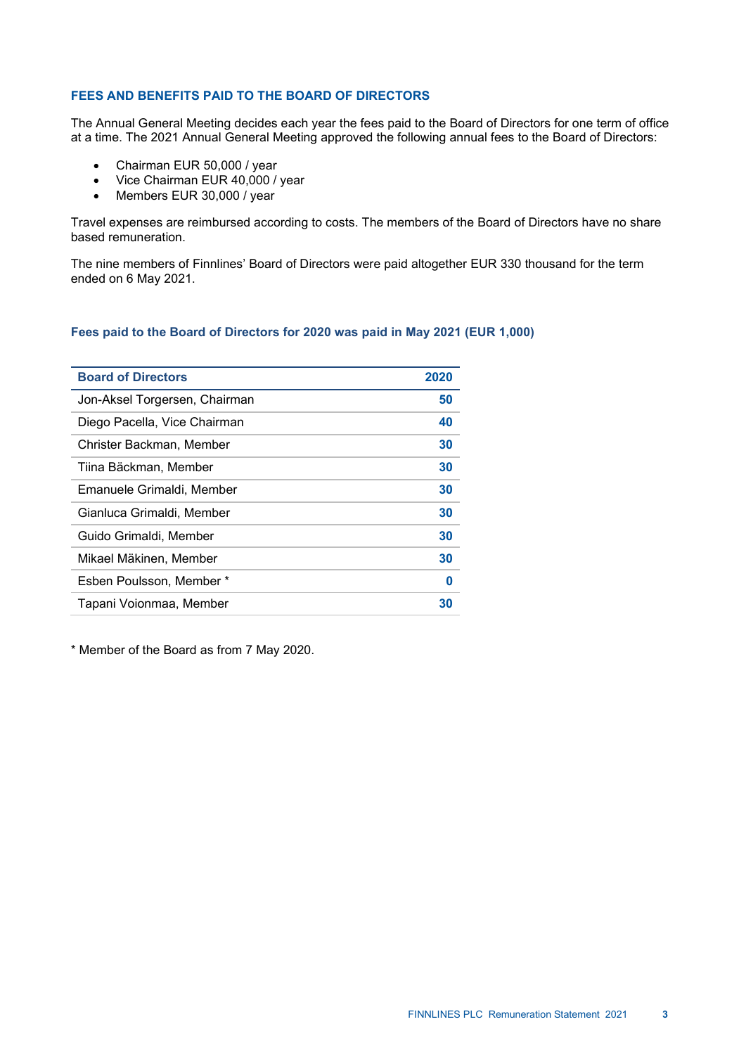## FEES AND BENEFITS PAID TO THE BOARD OF DIRECTORS

The Annual General Meeting decides each year the fees paid to the Board of Directors for one term of office at a time. The 2021 Annual General Meeting approved the following annual fees to the Board of Directors:

- Chairman EUR 50,000 / year
- Vice Chairman EUR 40,000 / year
- Members EUR 30,000 / year

Travel expenses are reimbursed according to costs. The members of the Board of Directors have no share based remuneration.

The nine members of Finnlines' Board of Directors were paid altogether EUR 330 thousand for the term ended on 6 May 2021.

### Fees paid to the Board of Directors for 2020 was paid in May 2021 (EUR 1,000)

| Board of Directors | 2020 |
|---|---|
| Jon-Aksel Torgersen, Chairman | 50 |
| Diego Pacella, Vice Chairman | 40 |
| Christer Backman, Member | 30 |
| Tiina Bäckman, Member | 30 |
| Emanuele Grimaldi, Member | 30 |
| Gianluca Grimaldi, Member | 30 |
| Guido Grimaldi, Member | 30 |
| Mikael Mäkinen, Member | 30 |
| Esben Poulsson, Member * | 0 |
| Tapani Voionmaa, Member | 30 |

* Member of the Board as from 7 May 2020.